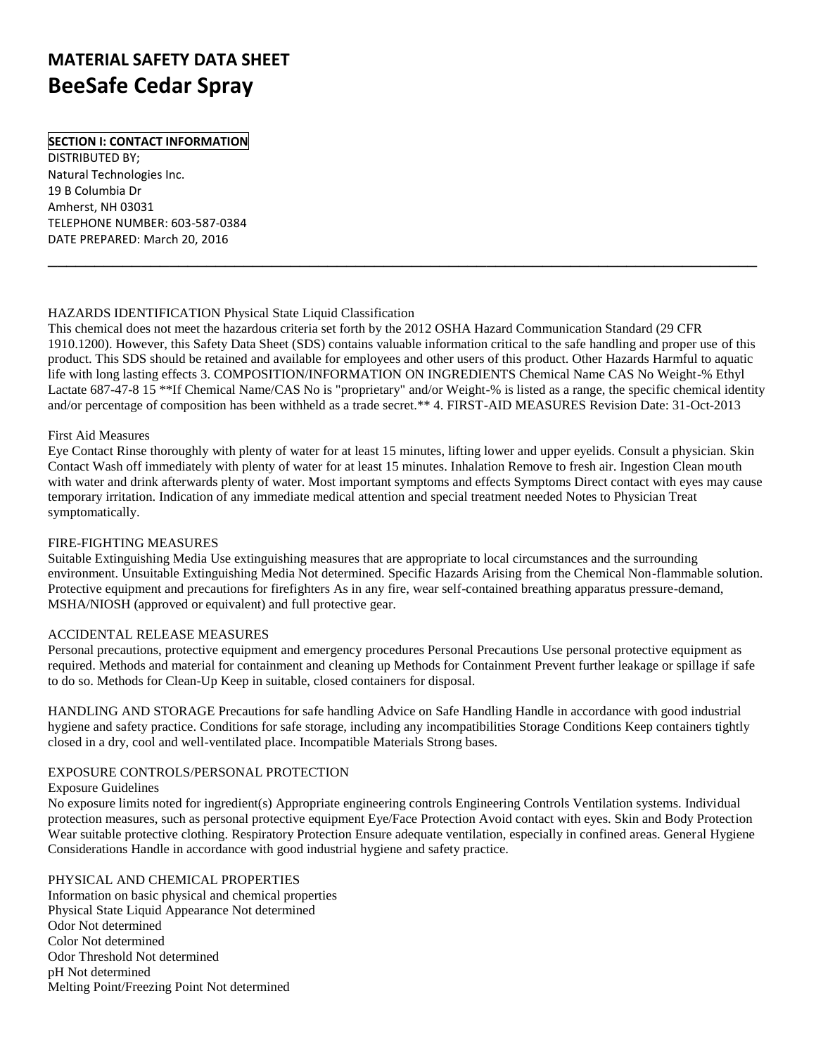# MATERIAL SAFETY DATA SHEET
# BeeSafe Cedar Spray

**SECTION I: CONTACT INFORMATION**

DISTRIBUTED BY;
Natural Technologies Inc.
19 B Columbia Dr
Amherst, NH 03031
TELEPHONE NUMBER: 603-587-0384
DATE PREPARED: March 20, 2016

---

HAZARDS IDENTIFICATION Physical State Liquid Classification

This chemical does not meet the hazardous criteria set forth by the 2012 OSHA Hazard Communication Standard (29 CFR 1910.1200). However, this Safety Data Sheet (SDS) contains valuable information critical to the safe handling and proper use of this product. This SDS should be retained and available for employees and other users of this product. Other Hazards Harmful to aquatic life with long lasting effects 3. COMPOSITION/INFORMATION ON INGREDIENTS Chemical Name CAS No Weight-% Ethyl Lactate 687-47-8 15 **If Chemical Name/CAS No is "proprietary" and/or Weight-% is listed as a range, the specific chemical identity and/or percentage of composition has been withheld as a trade secret.** 4. FIRST-AID MEASURES Revision Date: 31-Oct-2013

First Aid Measures

Eye Contact Rinse thoroughly with plenty of water for at least 15 minutes, lifting lower and upper eyelids. Consult a physician. Skin Contact Wash off immediately with plenty of water for at least 15 minutes. Inhalation Remove to fresh air. Ingestion Clean mouth with water and drink afterwards plenty of water. Most important symptoms and effects Symptoms Direct contact with eyes may cause temporary irritation. Indication of any immediate medical attention and special treatment needed Notes to Physician Treat symptomatically.

FIRE-FIGHTING MEASURES

Suitable Extinguishing Media Use extinguishing measures that are appropriate to local circumstances and the surrounding environment. Unsuitable Extinguishing Media Not determined. Specific Hazards Arising from the Chemical Non-flammable solution. Protective equipment and precautions for firefighters As in any fire, wear self-contained breathing apparatus pressure-demand, MSHA/NIOSH (approved or equivalent) and full protective gear.

ACCIDENTAL RELEASE MEASURES

Personal precautions, protective equipment and emergency procedures Personal Precautions Use personal protective equipment as required. Methods and material for containment and cleaning up Methods for Containment Prevent further leakage or spillage if safe to do so. Methods for Clean-Up Keep in suitable, closed containers for disposal.

HANDLING AND STORAGE Precautions for safe handling Advice on Safe Handling Handle in accordance with good industrial hygiene and safety practice. Conditions for safe storage, including any incompatibilities Storage Conditions Keep containers tightly closed in a dry, cool and well-ventilated place. Incompatible Materials Strong bases.

EXPOSURE CONTROLS/PERSONAL PROTECTION

Exposure Guidelines

No exposure limits noted for ingredient(s) Appropriate engineering controls Engineering Controls Ventilation systems. Individual protection measures, such as personal protective equipment Eye/Face Protection Avoid contact with eyes. Skin and Body Protection Wear suitable protective clothing. Respiratory Protection Ensure adequate ventilation, especially in confined areas. General Hygiene Considerations Handle in accordance with good industrial hygiene and safety practice.

PHYSICAL AND CHEMICAL PROPERTIES

Information on basic physical and chemical properties
Physical State Liquid Appearance Not determined
Odor Not determined
Color Not determined
Odor Threshold Not determined
pH Not determined
Melting Point/Freezing Point Not determined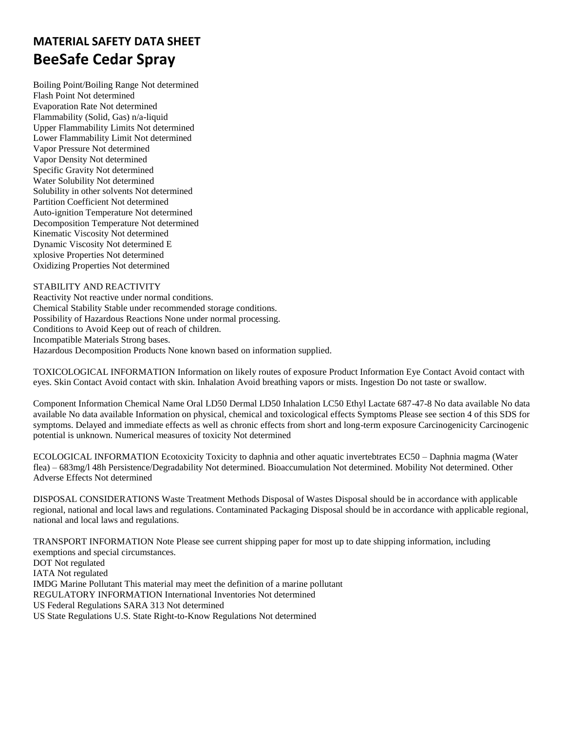# MATERIAL SAFETY DATA SHEET
# BeeSafe Cedar Spray

Boiling Point/Boiling Range Not determined
Flash Point Not determined
Evaporation Rate Not determined
Flammability (Solid, Gas) n/a-liquid
Upper Flammability Limits Not determined
Lower Flammability Limit Not determined
Vapor Pressure Not determined
Vapor Density Not determined
Specific Gravity Not determined
Water Solubility Not determined
Solubility in other solvents Not determined
Partition Coefficient Not determined
Auto-ignition Temperature Not determined
Decomposition Temperature Not determined
Kinematic Viscosity Not determined
Dynamic Viscosity Not determined E
xplosive Properties Not determined
Oxidizing Properties Not determined

STABILITY AND REACTIVITY
Reactivity Not reactive under normal conditions.
Chemical Stability Stable under recommended storage conditions.
Possibility of Hazardous Reactions None under normal processing.
Conditions to Avoid Keep out of reach of children.
Incompatible Materials Strong bases.
Hazardous Decomposition Products None known based on information supplied.

TOXICOLOGICAL INFORMATION Information on likely routes of exposure Product Information Eye Contact Avoid contact with eyes. Skin Contact Avoid contact with skin. Inhalation Avoid breathing vapors or mists. Ingestion Do not taste or swallow.

Component Information Chemical Name Oral LD50 Dermal LD50 Inhalation LC50 Ethyl Lactate 687-47-8 No data available No data available No data available Information on physical, chemical and toxicological effects Symptoms Please see section 4 of this SDS for symptoms. Delayed and immediate effects as well as chronic effects from short and long-term exposure Carcinogenicity Carcinogenic potential is unknown. Numerical measures of toxicity Not determined

ECOLOGICAL INFORMATION Ecotoxicity Toxicity to daphnia and other aquatic invertebtrates EC50 – Daphnia magma (Water flea) – 683mg/l 48h Persistence/Degradability Not determined. Bioaccumulation Not determined. Mobility Not determined. Other Adverse Effects Not determined

DISPOSAL CONSIDERATIONS Waste Treatment Methods Disposal of Wastes Disposal should be in accordance with applicable regional, national and local laws and regulations. Contaminated Packaging Disposal should be in accordance with applicable regional, national and local laws and regulations.

TRANSPORT INFORMATION Note Please see current shipping paper for most up to date shipping information, including exemptions and special circumstances.
DOT Not regulated
IATA Not regulated
IMDG Marine Pollutant This material may meet the definition of a marine pollutant
REGULATORY INFORMATION International Inventories Not determined
US Federal Regulations SARA 313 Not determined
US State Regulations U.S. State Right-to-Know Regulations Not determined